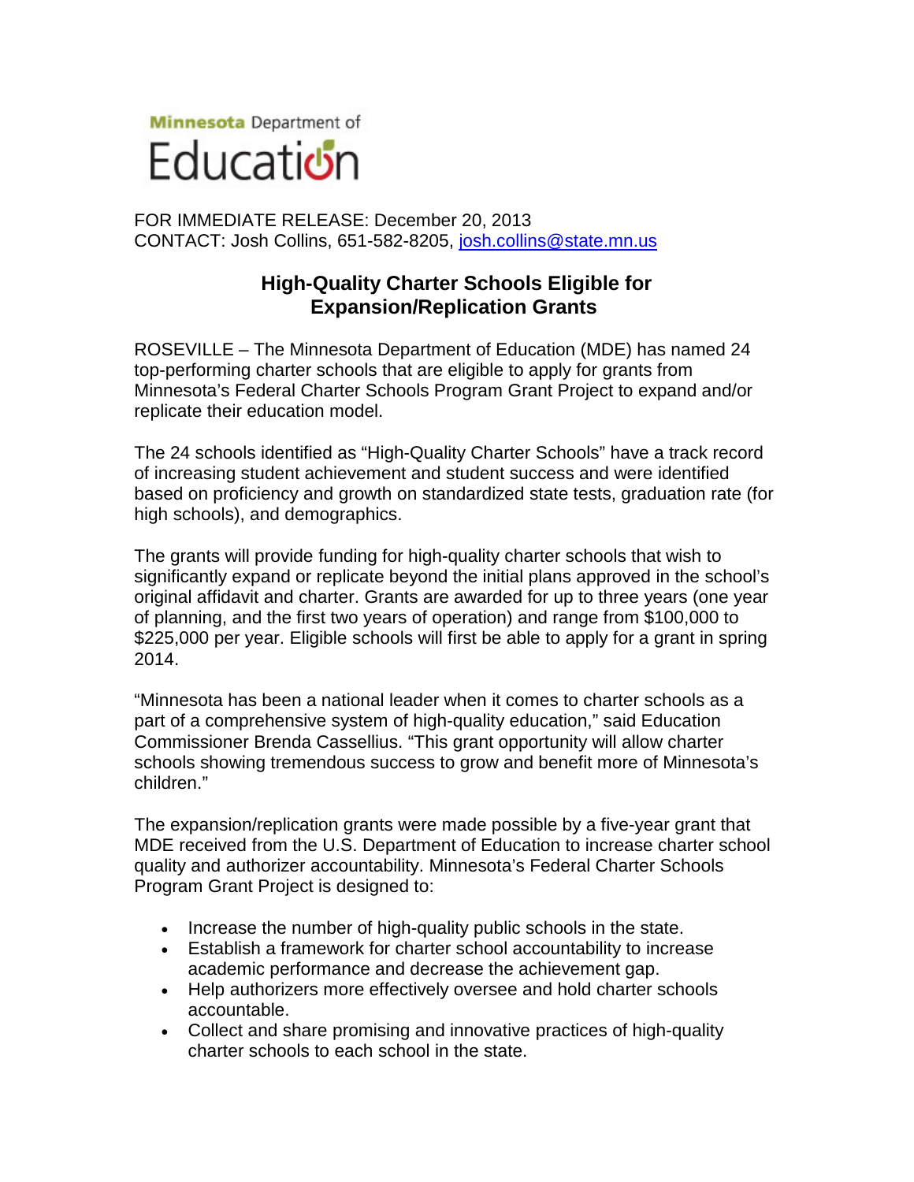Minnesota Department of Education

FOR IMMEDIATE RELEASE: December 20, 2013
CONTACT: Josh Collins, 651-582-8205, josh.collins@state.mn.us

# High-Quality Charter Schools Eligible for Expansion/Replication Grants

ROSEVILLE – The Minnesota Department of Education (MDE) has named 24 top-performing charter schools that are eligible to apply for grants from Minnesota's Federal Charter Schools Program Grant Project to expand and/or replicate their education model.

The 24 schools identified as "High-Quality Charter Schools" have a track record of increasing student achievement and student success and were identified based on proficiency and growth on standardized state tests, graduation rate (for high schools), and demographics.

The grants will provide funding for high-quality charter schools that wish to significantly expand or replicate beyond the initial plans approved in the school's original affidavit and charter. Grants are awarded for up to three years (one year of planning, and the first two years of operation) and range from $100,000 to $225,000 per year. Eligible schools will first be able to apply for a grant in spring 2014.

"Minnesota has been a national leader when it comes to charter schools as a part of a comprehensive system of high-quality education," said Education Commissioner Brenda Cassellius. "This grant opportunity will allow charter schools showing tremendous success to grow and benefit more of Minnesota's children."

The expansion/replication grants were made possible by a five-year grant that MDE received from the U.S. Department of Education to increase charter school quality and authorizer accountability. Minnesota's Federal Charter Schools Program Grant Project is designed to:

- Increase the number of high-quality public schools in the state.
- Establish a framework for charter school accountability to increase academic performance and decrease the achievement gap.
- Help authorizers more effectively oversee and hold charter schools accountable.
- Collect and share promising and innovative practices of high-quality charter schools to each school in the state.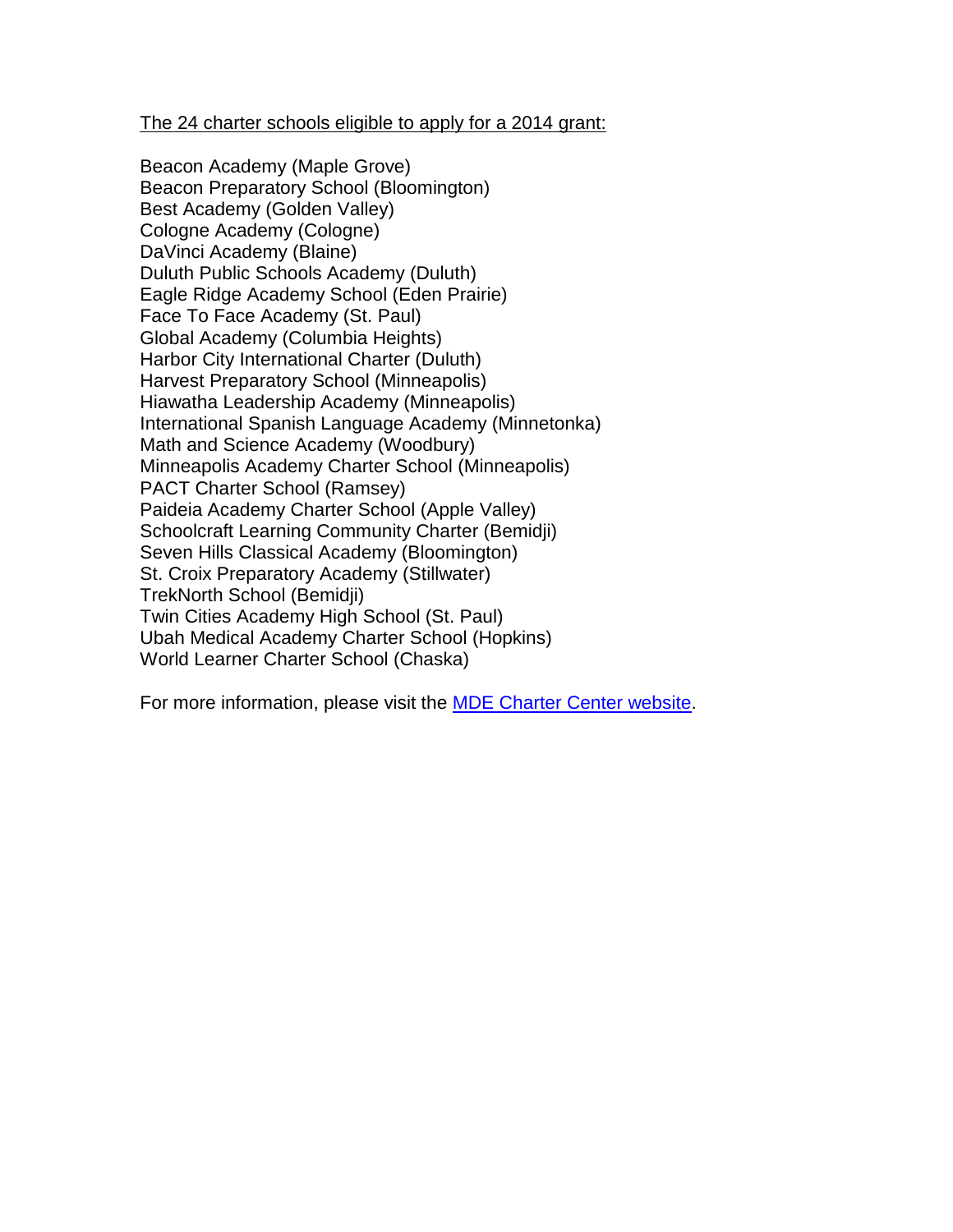<u>The 24 charter schools eligible to apply for a 2014 grant:</u>

Beacon Academy (Maple Grove)
Beacon Preparatory School (Bloomington)
Best Academy (Golden Valley)
Cologne Academy (Cologne)
DaVinci Academy (Blaine)
Duluth Public Schools Academy (Duluth)
Eagle Ridge Academy School (Eden Prairie)
Face To Face Academy (St. Paul)
Global Academy (Columbia Heights)
Harbor City International Charter (Duluth)
Harvest Preparatory School (Minneapolis)
Hiawatha Leadership Academy (Minneapolis)
International Spanish Language Academy (Minnetonka)
Math and Science Academy (Woodbury)
Minneapolis Academy Charter School (Minneapolis)
PACT Charter School (Ramsey)
Paideia Academy Charter School (Apple Valley)
Schoolcraft Learning Community Charter (Bemidji)
Seven Hills Classical Academy (Bloomington)
St. Croix Preparatory Academy (Stillwater)
TrekNorth School (Bemidji)
Twin Cities Academy High School (St. Paul)
Ubah Medical Academy Charter School (Hopkins)
World Learner Charter School (Chaska)

For more information, please visit the MDE Charter Center website.